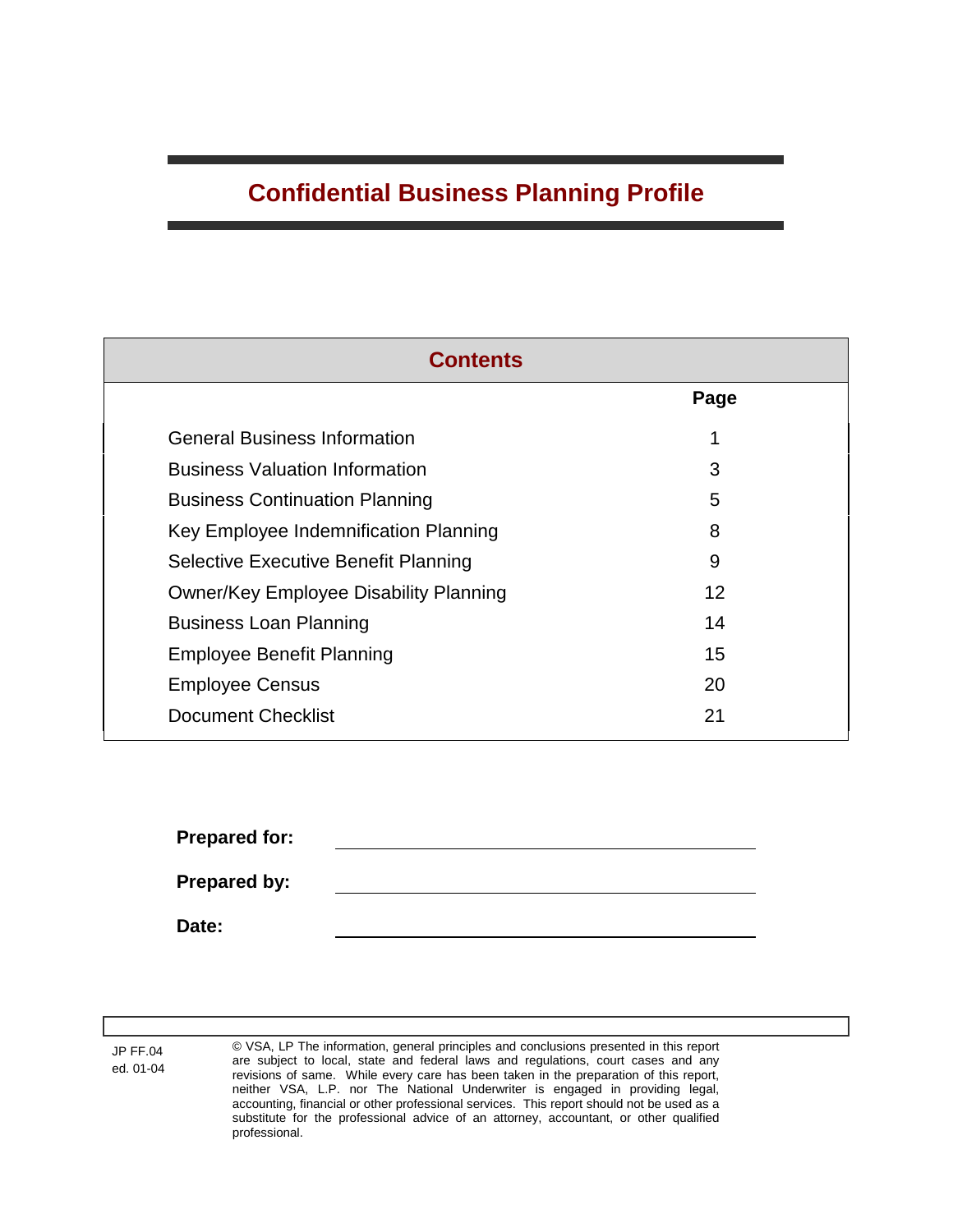# Confidential Business Planning Profile

| Contents | Page |
| --- | --- |
| General Business Information | 1 |
| Business Valuation Information | 3 |
| Business Continuation Planning | 5 |
| Key Employee Indemnification Planning | 8 |
| Selective Executive Benefit Planning | 9 |
| Owner/Key Employee Disability Planning | 12 |
| Business Loan Planning | 14 |
| Employee Benefit Planning | 15 |
| Employee Census | 20 |
| Document Checklist | 21 |

**Prepared for:** ______________________________

**Prepared by:** ______________________________

**Date:** ______________________________

JP FF.04
ed. 01-04

© VSA, LP The information, general principles and conclusions presented in this report are subject to local, state and federal laws and regulations, court cases and any revisions of same. While every care has been taken in the preparation of this report, neither VSA, L.P. nor The National Underwriter is engaged in providing legal, accounting, financial or other professional services. This report should not be used as a substitute for the professional advice of an attorney, accountant, or other qualified professional.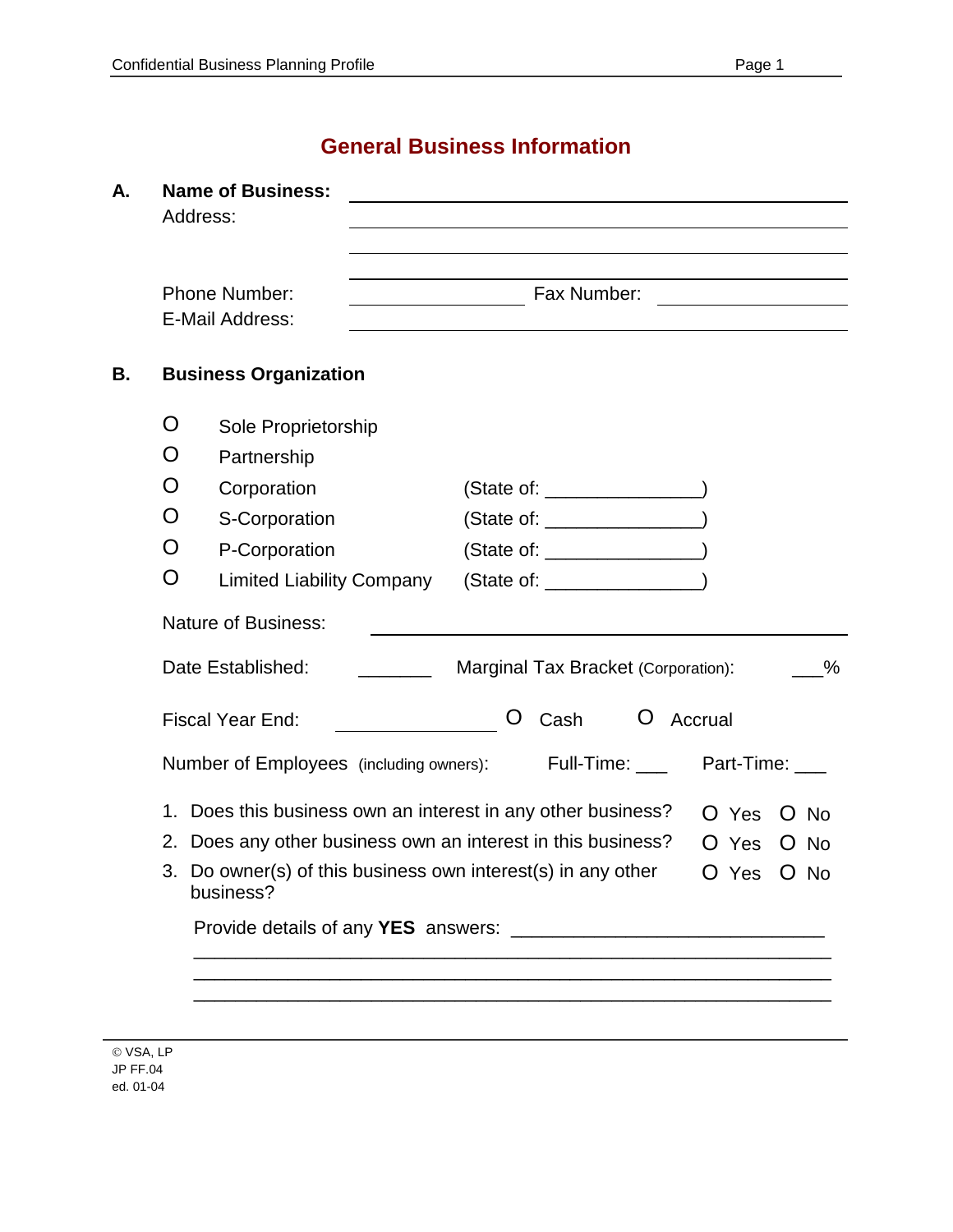# General Business Information

**A. Name of Business:** ____________________________________________

Address: ____________________________________________

____________________________________________

____________________________________________

Phone Number: ____________________ Fax Number: ____________________

E-Mail Address: ____________________________________________

**B. Business Organization**

O Sole Proprietorship

O Partnership

O Corporation (State of: _______________)

O S-Corporation (State of: _______________)

O P-Corporation (State of: _______________)

O Limited Liability Company (State of: _______________)

Nature of Business: ____________________________________________

Date Established: _______ Marginal Tax Bracket (Corporation): ___%

Fiscal Year End: ______________ O Cash O Accrual

Number of Employees (including owners): Full-Time: ___ Part-Time: ___

1. Does this business own an interest in any other business? O Yes O No
2. Does any other business own an interest in this business? O Yes O No
3. Do owner(s) of this business own interest(s) in any other business? O Yes O No

Provide details of any **YES** answers: ______________________________

____________________________________________________________

____________________________________________________________

____________________________________________________________

© VSA, LP
JP FF.04
ed. 01-04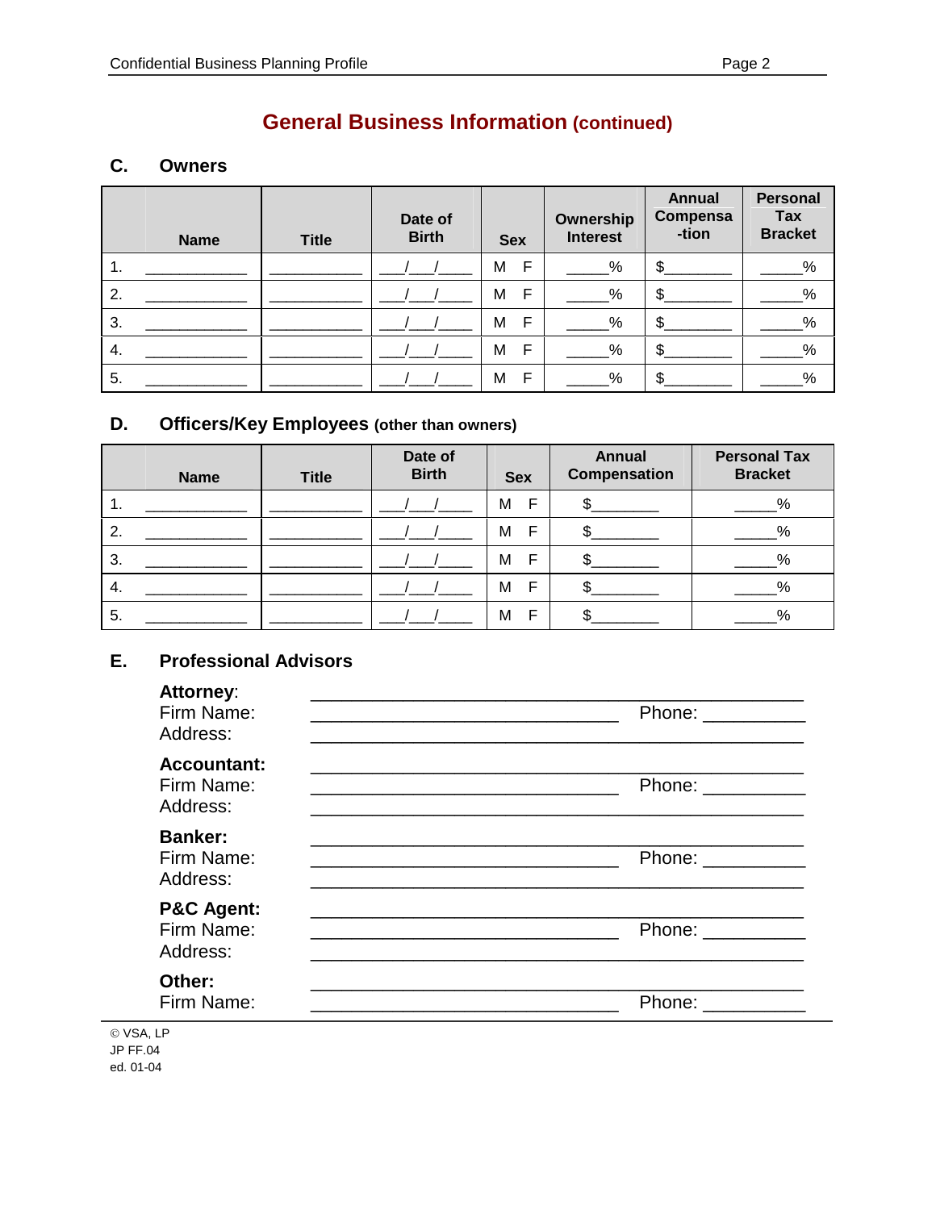## General Business Information (continued)

### C. Owners

| | Name | Title | Date of Birth | Sex | Ownership Interest | Annual Compensa-tion | Personal Tax Bracket |
|---|---|---|---|---|---|---|---|
| 1. | ____________ | ___________ | ___/___/____ | M F | _____% | $________ | _____% |
| 2. | ____________ | ___________ | ___/___/____ | M F | _____% | $________ | _____% |
| 3. | ____________ | ___________ | ___/___/____ | M F | _____% | $________ | _____% |
| 4. | ____________ | ___________ | ___/___/____ | M F | _____% | $________ | _____% |
| 5. | ____________ | ___________ | ___/___/____ | M F | _____% | $________ | _____% |

### D. Officers/Key Employees (other than owners)

| | Name | Title | Date of Birth | Sex | Annual Compensation | Personal Tax Bracket |
|---|---|---|---|---|---|---|
| 1. | ____________ | ___________ | ___/___/____ | M F | $________ | _____% |
| 2. | ____________ | ___________ | ___/___/____ | M F | $________ | _____% |
| 3. | ____________ | ___________ | ___/___/____ | M F | $________ | _____% |
| 4. | ____________ | ___________ | ___/___/____ | M F | $________ | _____% |
| 5. | ____________ | ___________ | ___/___/____ | M F | $________ | _____% |

### E. Professional Advisors

**Attorney**: ______________________________________________
Firm Name: ______________________________ Phone: __________
Address: ______________________________________________

**Accountant:** ______________________________________________
Firm Name: ______________________________ Phone: __________
Address: ______________________________________________

**Banker:** ______________________________________________
Firm Name: ______________________________ Phone: __________
Address: ______________________________________________

**P&C Agent:** ______________________________________________
Firm Name: ______________________________ Phone: __________
Address: ______________________________________________

**Other:** ______________________________________________
Firm Name: ______________________________ Phone: __________

© VSA, LP
JP FF.04
ed. 01-04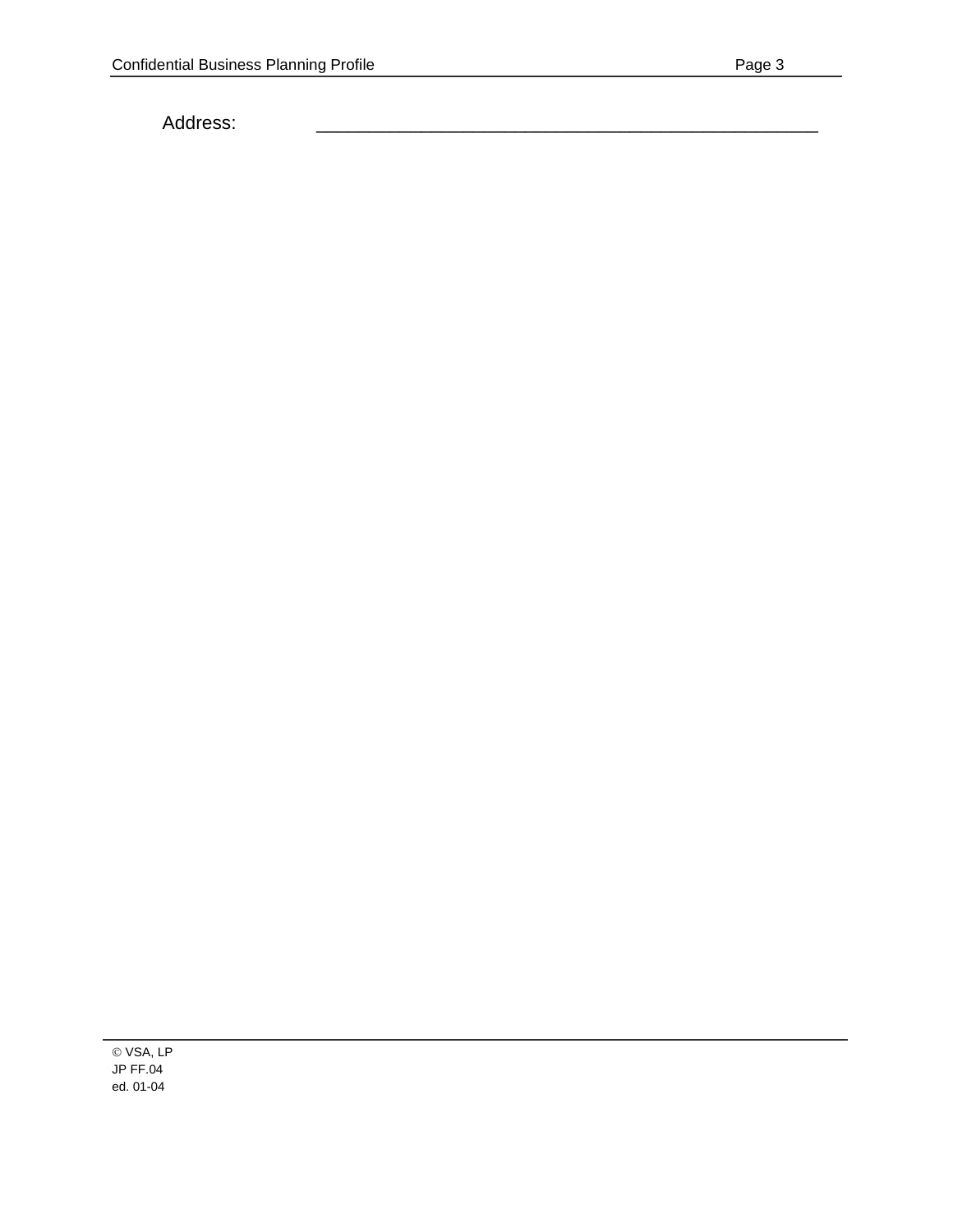Address: _______________________________________________

© VSA, LP
JP FF.04
ed. 01-04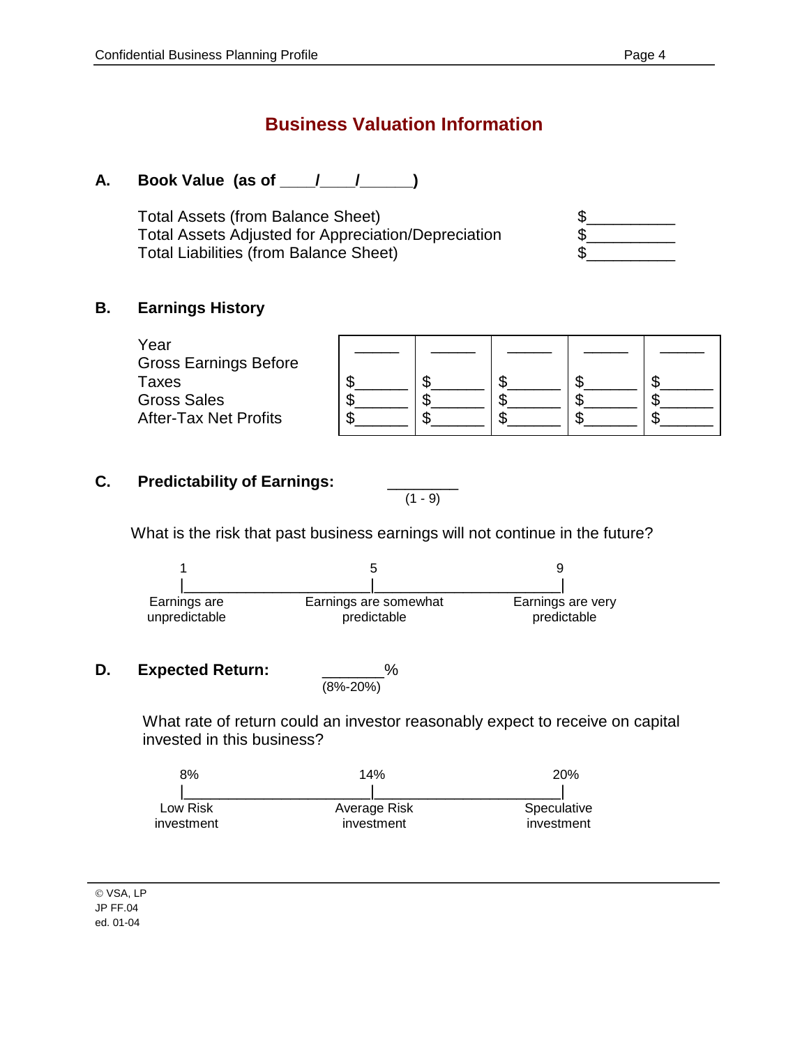# Business Valuation Information

**A. Book Value (as of ____/____/______)**

| | |
|---|---|
| Total Assets (from Balance Sheet) | $__________ |
| Total Assets Adjusted for Appreciation/Depreciation | $__________ |
| Total Liabilities (from Balance Sheet) | $__________ |

**B. Earnings History**

| Year | ______ | ______ | ______ | ______ | ______ |
|---|---|---|---|---|---|
| Gross Earnings Before Taxes | $______ | $______ | $______ | $______ | $______ |
| Gross Sales | $______ | $______ | $______ | $______ | $______ |
| After-Tax Net Profits | $______ | $______ | $______ | $______ | $______ |

**C. Predictability of Earnings:** ________ (1 - 9)

What is the risk that past business earnings will not continue in the future?

| 1 | 5 | 9 |
|---|---|---|
| Earnings are unpredictable | Earnings are somewhat predictable | Earnings are very predictable |

**D. Expected Return:** _______% (8%-20%)

What rate of return could an investor reasonably expect to receive on capital invested in this business?

| 8% | 14% | 20% |
|---|---|---|
| Low Risk investment | Average Risk investment | Speculative investment |

© VSA, LP
JP FF.04
ed. 01-04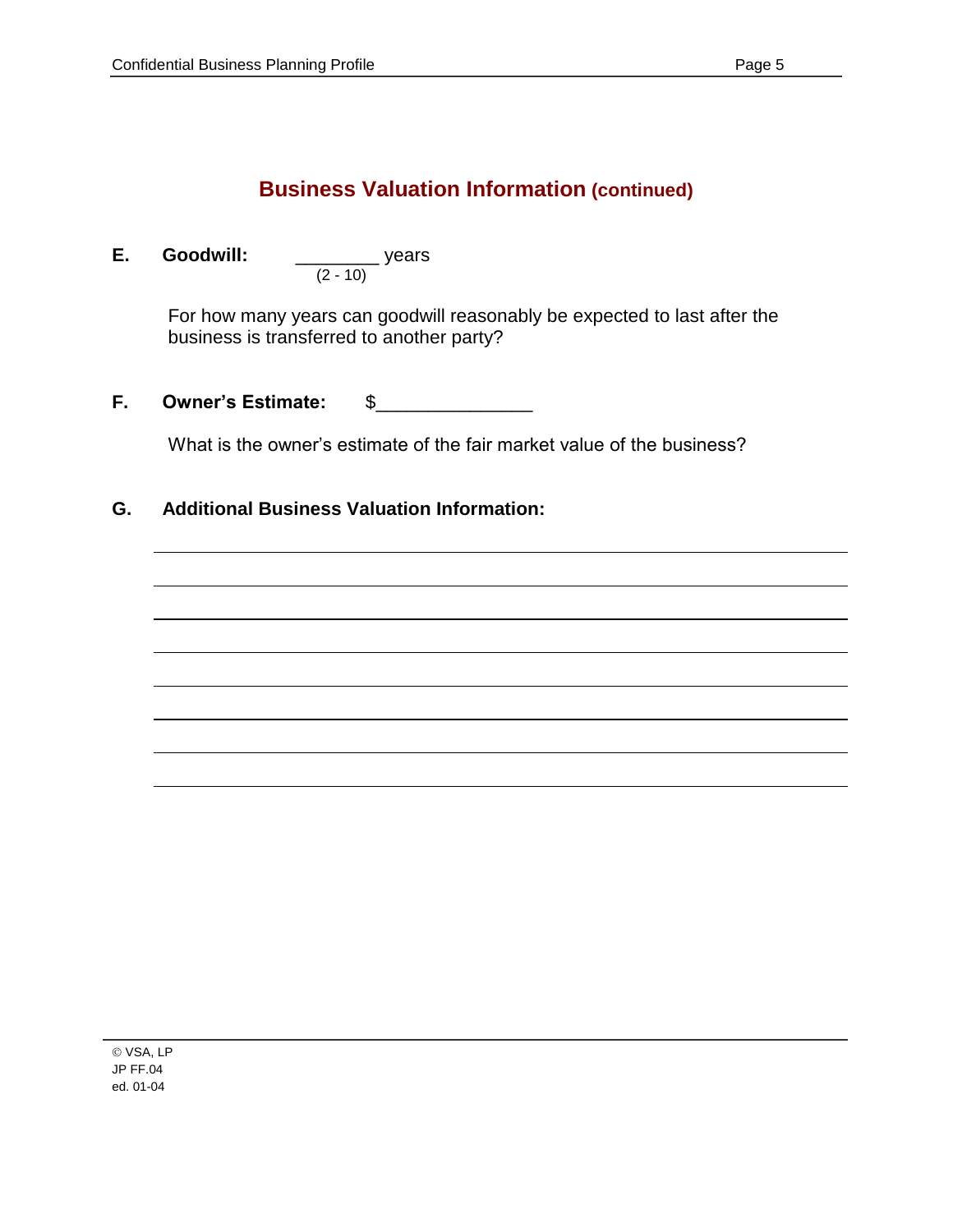## Business Valuation Information (continued)

**E. Goodwill:** ________ years
(2 - 10)

For how many years can goodwill reasonably be expected to last after the business is transferred to another party?

**F. Owner's Estimate:** $______________

What is the owner's estimate of the fair market value of the business?

**G. Additional Business Valuation Information:**

________________________________________________________________

________________________________________________________________

________________________________________________________________

________________________________________________________________

________________________________________________________________

________________________________________________________________

________________________________________________________________

________________________________________________________________

© VSA, LP
JP FF.04
ed. 01-04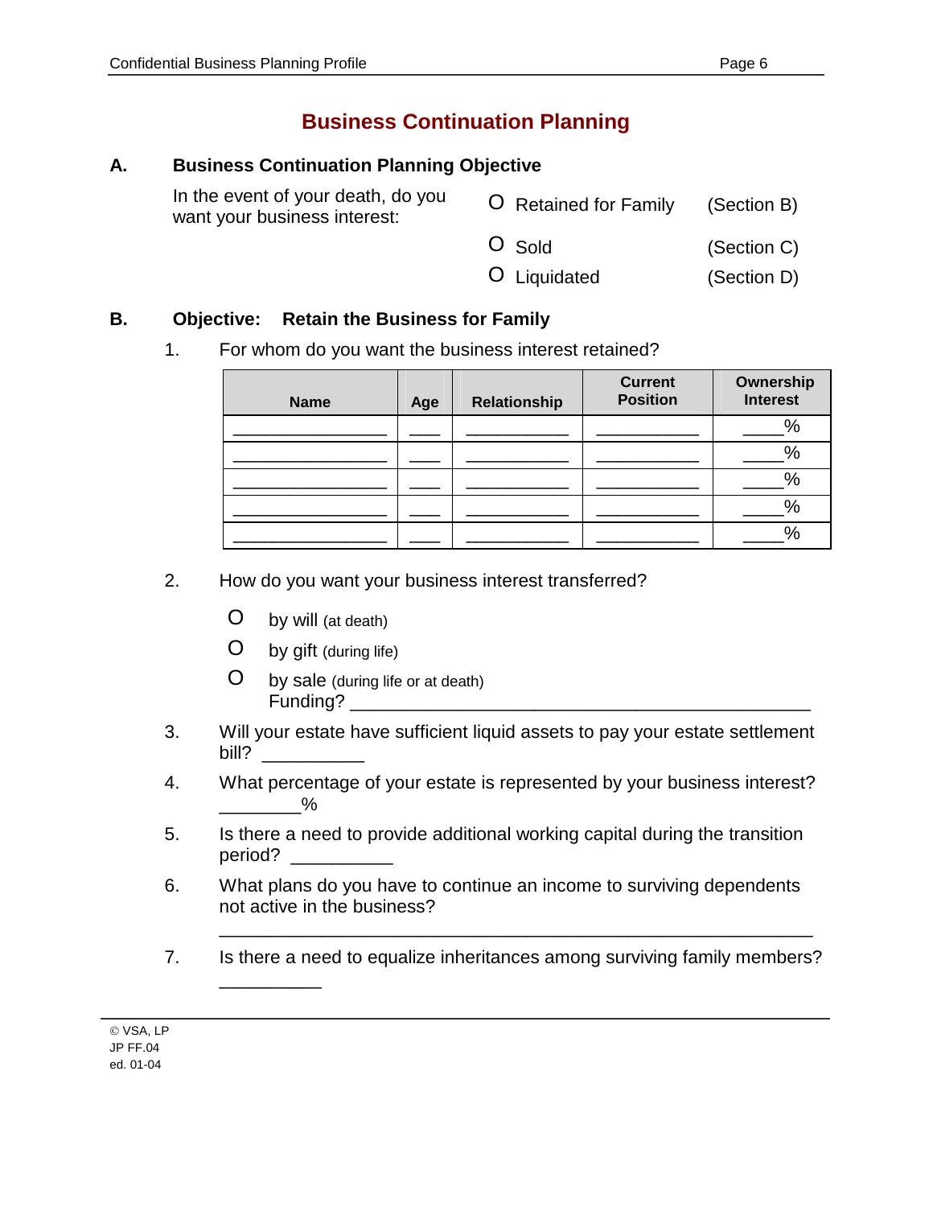# Business Continuation Planning

## A. Business Continuation Planning Objective

In the event of your death, do you want your business interest:

- O Retained for Family (Section B)
- O Sold (Section C)
- O Liquidated (Section D)

## B. Objective: Retain the Business for Family

1. For whom do you want the business interest retained?

| Name | Age | Relationship | Current Position | Ownership Interest |
|---|---|---|---|---|
| ________________ | ___ | ___________ | ___________ | ____% |
| ________________ | ___ | ___________ | ___________ | ____% |
| ________________ | ___ | ___________ | ___________ | ____% |
| ________________ | ___ | ___________ | ___________ | ____% |
| ________________ | ___ | ___________ | ___________ | ____% |

2. How do you want your business interest transferred?

   - O by will (at death)
   - O by gift (during life)
   - O by sale (during life or at death)
     Funding? _______________________________________________

3. Will your estate have sufficient liquid assets to pay your estate settlement bill? __________

4. What percentage of your estate is represented by your business interest? ________%

5. Is there a need to provide additional working capital during the transition period? __________

6. What plans do you have to continue an income to surviving dependents not active in the business?

   ___________________________________________________________

7. Is there a need to equalize inheritances among surviving family members? __________

© VSA, LP
JP FF.04
ed. 01-04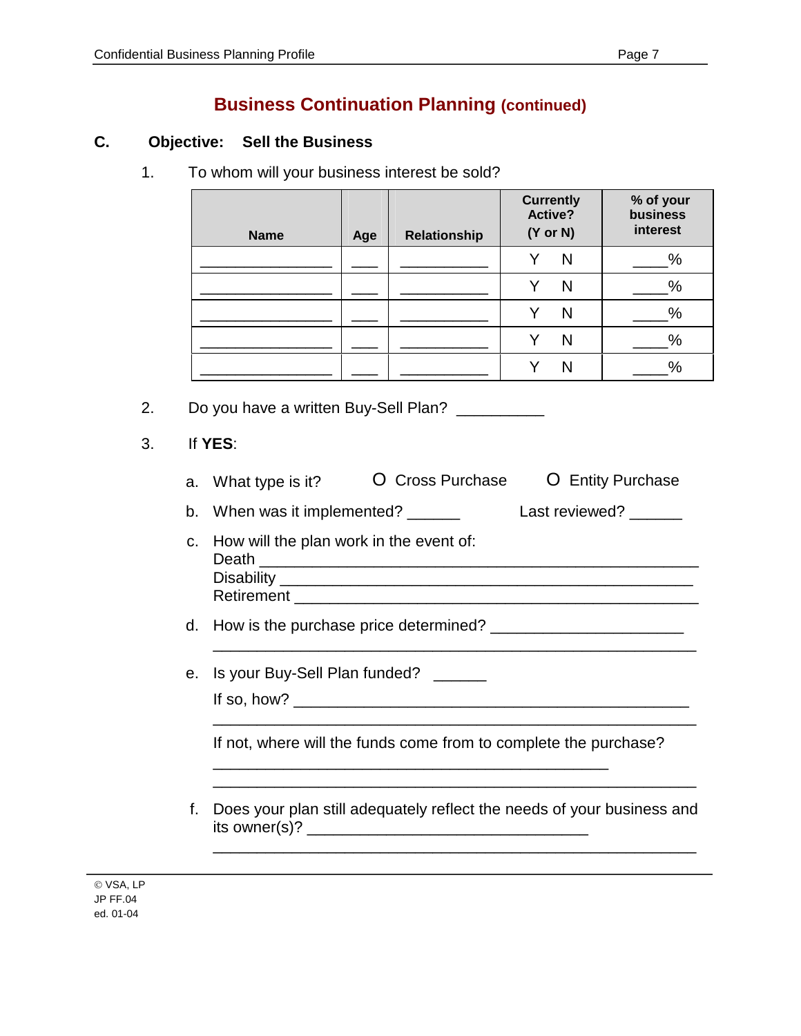## Business Continuation Planning (continued)

### C. Objective: Sell the Business

1. To whom will your business interest be sold?

| Name | Age | Relationship | Currently Active? (Y or N) | % of your business interest |
|---|---|---|---|---|
| _______________ | ___ | __________ | Y N | ____% |
| _______________ | ___ | __________ | Y N | ____% |
| _______________ | ___ | __________ | Y N | ____% |
| _______________ | ___ | __________ | Y N | ____% |
| _______________ | ___ | __________ | Y N | ____% |

2. Do you have a written Buy-Sell Plan? __________

3. If **YES**:

   a. What type is it? O Cross Purchase O Entity Purchase

   b. When was it implemented? ______ Last reviewed? ______

   c. How will the plan work in the event of:
   Death _______________________________________________
   Disability ____________________________________________
   Retirement ___________________________________________

   d. How is the purchase price determined? ______________________
   _______________________________________________________

   e. Is your Buy-Sell Plan funded? ______

   If so, how? _________________________________________________
   _______________________________________________________

   If not, where will the funds come from to complete the purchase?
   _____________________________________________
   _______________________________________________________

   f. Does your plan still adequately reflect the needs of your business and its owner(s)? ________________________________
   _______________________________________________________

© VSA, LP
JP FF.04
ed. 01-04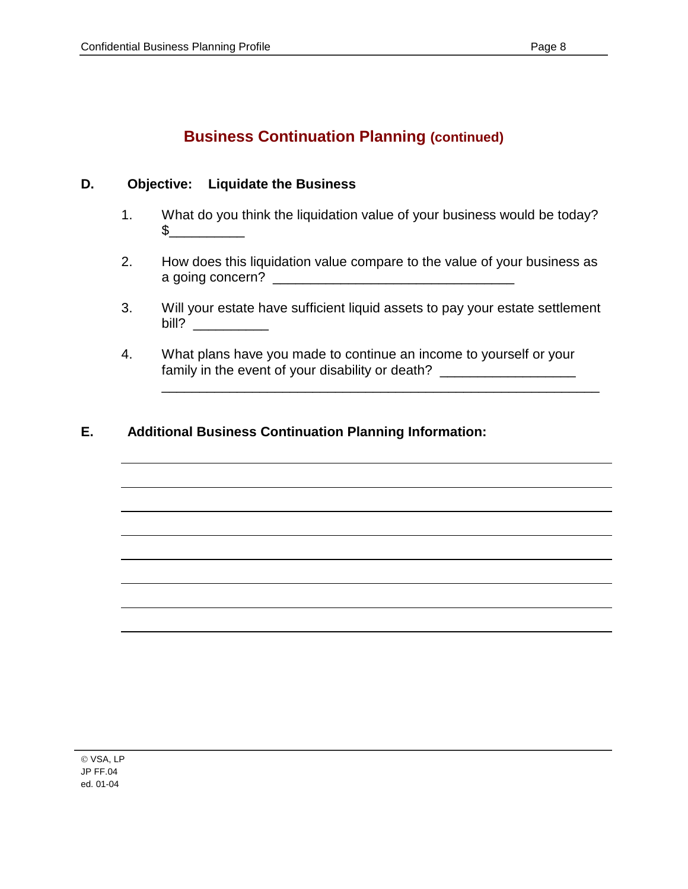## Business Continuation Planning (continued)

**D. Objective: Liquidate the Business**

1. What do you think the liquidation value of your business would be today? $__________

2. How does this liquidation value compare to the value of your business as a going concern? ________________________________

3. Will your estate have sufficient liquid assets to pay your estate settlement bill? __________

4. What plans have you made to continue an income to yourself or your family in the event of your disability or death? __________________
___________________________________________________________

**E. Additional Business Continuation Planning Information:**

___________________________________________________________

___________________________________________________________

___________________________________________________________

___________________________________________________________

___________________________________________________________

___________________________________________________________

___________________________________________________________

___________________________________________________________

© VSA, LP
JP FF.04
ed. 01-04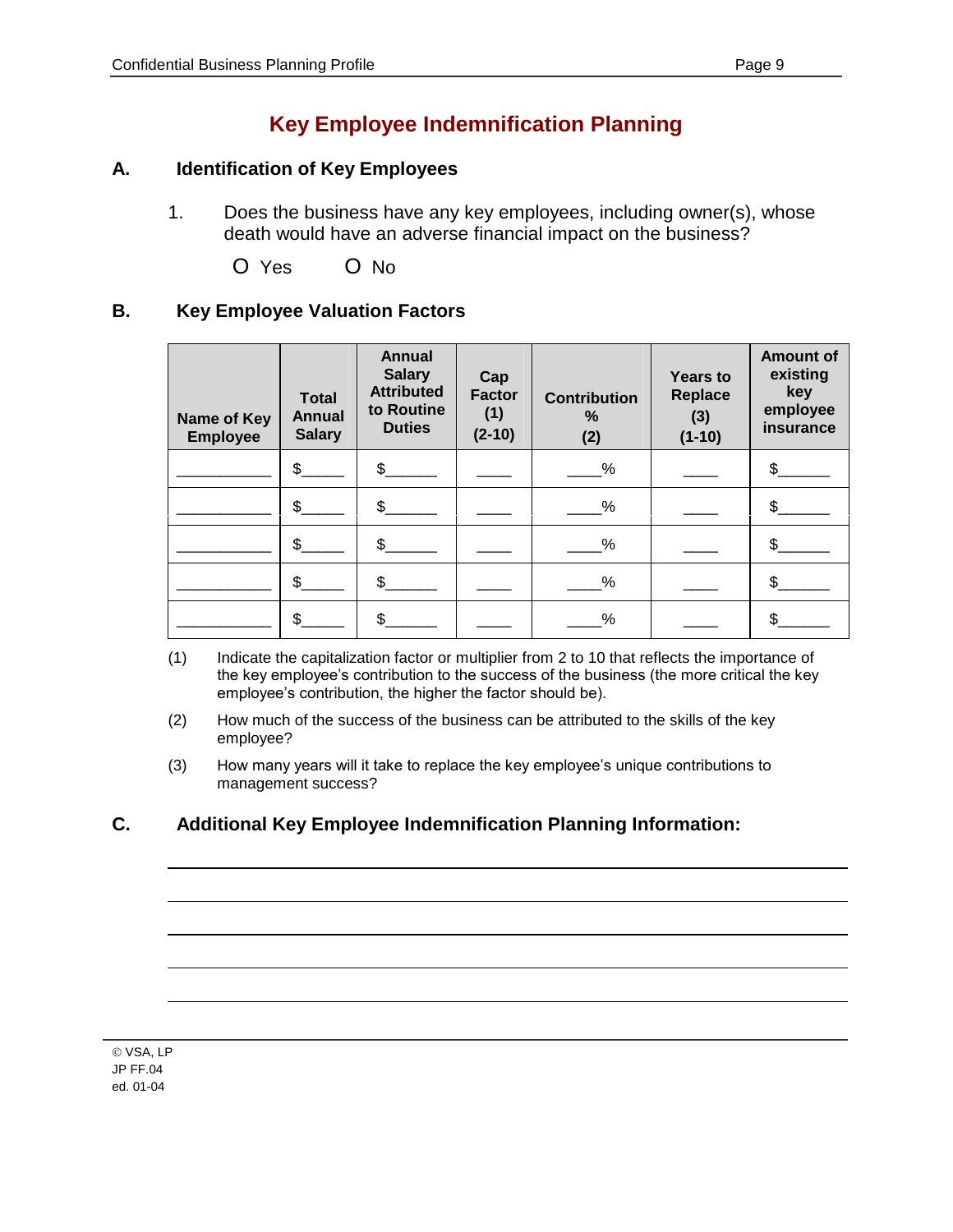# Key Employee Indemnification Planning

## A. Identification of Key Employees

1. Does the business have any key employees, including owner(s), whose death would have an adverse financial impact on the business?

   O Yes O No

## B. Key Employee Valuation Factors

| Name of Key Employee | Total Annual Salary | Annual Salary Attributed to Routine Duties | Cap Factor (1) (2-10) | Contribution % (2) | Years to Replace (3) (1-10) | Amount of existing key employee insurance |
|---|---|---|---|---|---|---|
| ___________ | $_____ | $______ | ____ | ____% | ____ | $______ |
| ___________ | $_____ | $______ | ____ | ____% | ____ | $______ |
| ___________ | $_____ | $______ | ____ | ____% | ____ | $______ |
| ___________ | $_____ | $______ | ____ | ____% | ____ | $______ |
| ___________ | $_____ | $______ | ____ | ____% | ____ | $______ |

(1) Indicate the capitalization factor or multiplier from 2 to 10 that reflects the importance of the key employee's contribution to the success of the business (the more critical the key employee's contribution, the higher the factor should be).

(2) How much of the success of the business can be attributed to the skills of the key employee?

(3) How many years will it take to replace the key employee's unique contributions to management success?

## C. Additional Key Employee Indemnification Planning Information:

___________________________________________________________________________

___________________________________________________________________________

___________________________________________________________________________

___________________________________________________________________________

___________________________________________________________________________

© VSA, LP
JP FF.04
ed. 01-04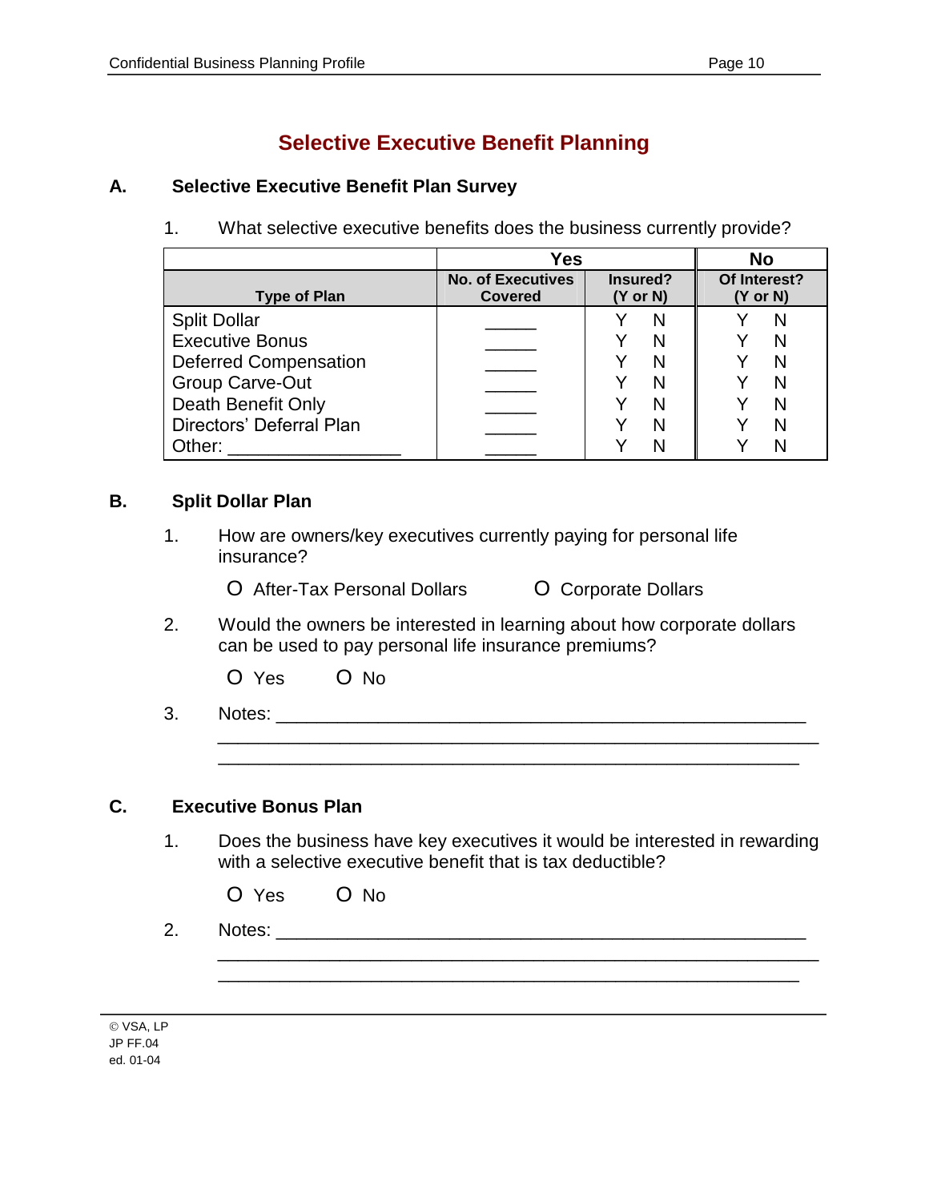# Selective Executive Benefit Planning

## A. Selective Executive Benefit Plan Survey

1. What selective executive benefits does the business currently provide?

| | Yes | | No |
|---|---|---|---|
| **Type of Plan** | **No. of Executives Covered** | **Insured? (Y or N)** | **Of Interest? (Y or N)** |
| Split Dollar | _____ | Y N | Y N |
| Executive Bonus | _____ | Y N | Y N |
| Deferred Compensation | _____ | Y N | Y N |
| Group Carve-Out | _____ | Y N | Y N |
| Death Benefit Only | _____ | Y N | Y N |
| Directors' Deferral Plan | _____ | Y N | Y N |
| Other: ________________ | _____ | Y N | Y N |

## B. Split Dollar Plan

1. How are owners/key executives currently paying for personal life insurance?

   O After-Tax Personal Dollars  O Corporate Dollars

2. Would the owners be interested in learning about how corporate dollars can be used to pay personal life insurance premiums?

   O Yes  O No

3. Notes: ____________________________________________________
   ____________________________________________________________
   ____________________________________________________________

## C. Executive Bonus Plan

1. Does the business have key executives it would be interested in rewarding with a selective executive benefit that is tax deductible?

   O Yes  O No

2. Notes: ____________________________________________________
   ____________________________________________________________
   ____________________________________________________________

© VSA, LP
JP FF.04
ed. 01-04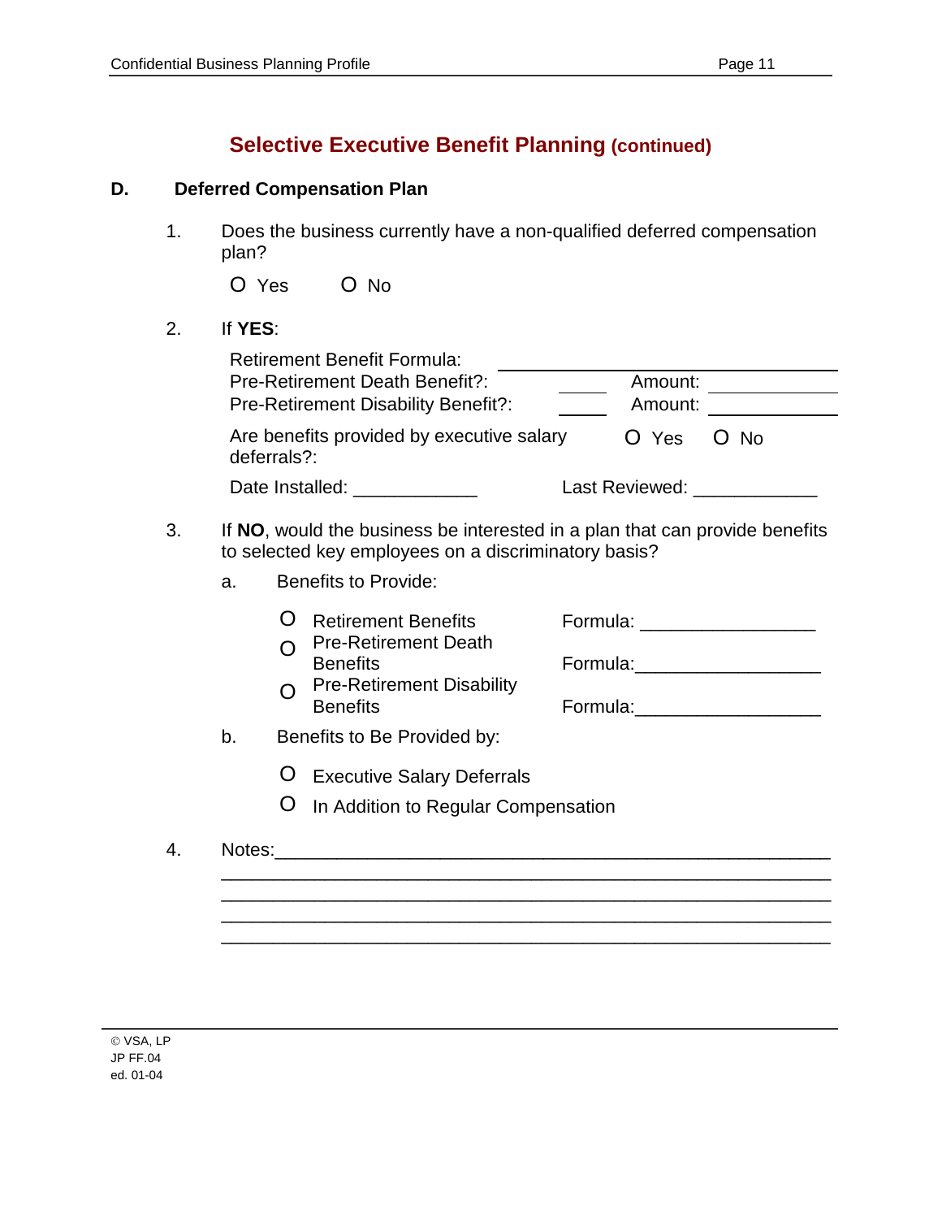## Selective Executive Benefit Planning (continued)

### D. Deferred Compensation Plan

1. Does the business currently have a non-qualified deferred compensation plan?

   O Yes O No

2. If **YES**:

   Retirement Benefit Formula: ____________________

   Pre-Retirement Death Benefit?: ______ Amount: ____________

   Pre-Retirement Disability Benefit?: ______ Amount: ____________

   Are benefits provided by executive salary deferrals?: O Yes O No

   Date Installed: ____________ Last Reviewed: ____________

3. If **NO**, would the business be interested in a plan that can provide benefits to selected key employees on a discriminatory basis?

   a. Benefits to Provide:

   O Retirement Benefits Formula: ________________

   O Pre-Retirement Death Benefits Formula: ________________

   O Pre-Retirement Disability Benefits Formula: ________________

   b. Benefits to Be Provided by:

   O Executive Salary Deferrals

   O In Addition to Regular Compensation

4. Notes:______________________________________________________

   ______________________________________________________________

   ______________________________________________________________

   ______________________________________________________________

   ______________________________________________________________

© VSA, LP
JP FF.04
ed. 01-04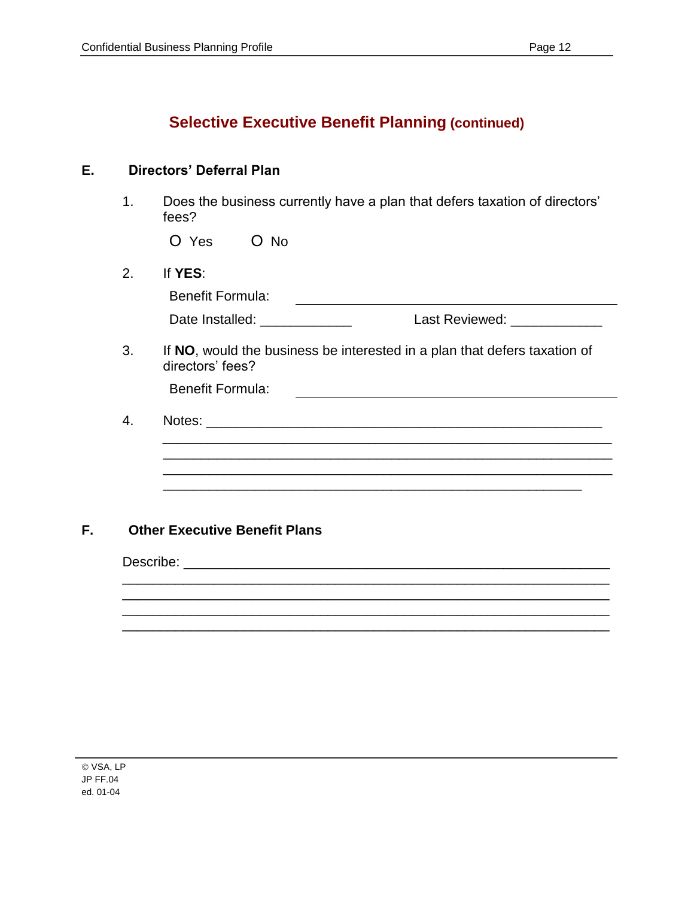## Selective Executive Benefit Planning (continued)

### E. Directors' Deferral Plan

1. Does the business currently have a plan that defers taxation of directors' fees?

   O Yes O No

2. If **YES**:

   Benefit Formula: ____________________________________________

   Date Installed: ____________ Last Reviewed: ____________

3. If **NO**, would the business be interested in a plan that defers taxation of directors' fees?

   Benefit Formula: ____________________________________________

4. Notes: _______________________________________________________
   _______________________________________________________________
   _______________________________________________________________
   _______________________________________________________________
   _______________________________________________________

### F. Other Executive Benefit Plans

Describe: _________________________________________________________
__________________________________________________________________
__________________________________________________________________
__________________________________________________________________
__________________________________________________________________

© VSA, LP
JP FF.04
ed. 01-04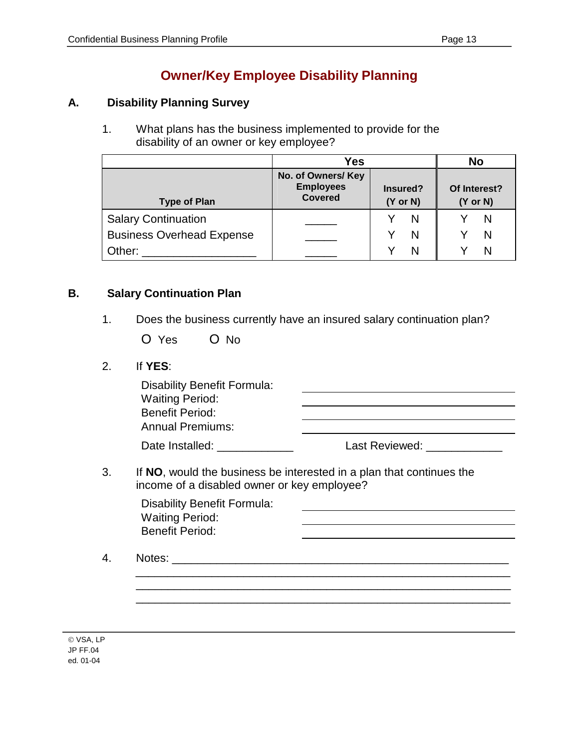# Owner/Key Employee Disability Planning

## A. Disability Planning Survey

1. What plans has the business implemented to provide for the disability of an owner or key employee?

| | Yes | | No |
|---|---|---|---|
| **Type of Plan** | **No. of Owners/ Key Employees Covered** | **Insured? (Y or N)** | **Of Interest? (Y or N)** |
| Salary Continuation | _____ | Y N | Y N |
| Business Overhead Expense | _____ | Y N | Y N |
| Other: _________________ | _____ | Y N | Y N |

## B. Salary Continuation Plan

1. Does the business currently have an insured salary continuation plan?

   O Yes O No

2. If **YES**:

   Disability Benefit Formula: ______________________________
   Waiting Period: ______________________________
   Benefit Period: ______________________________
   Annual Premiums: ______________________________

   Date Installed: ____________ Last Reviewed: ____________

3. If **NO**, would the business be interested in a plan that continues the income of a disabled owner or key employee?

   Disability Benefit Formula: ______________________________
   Waiting Period: ______________________________
   Benefit Period: ______________________________

4. Notes: ______________________________________________________
   ____________________________________________________________
   ____________________________________________________________
   ____________________________________________________________

© VSA, LP
JP FF.04
ed. 01-04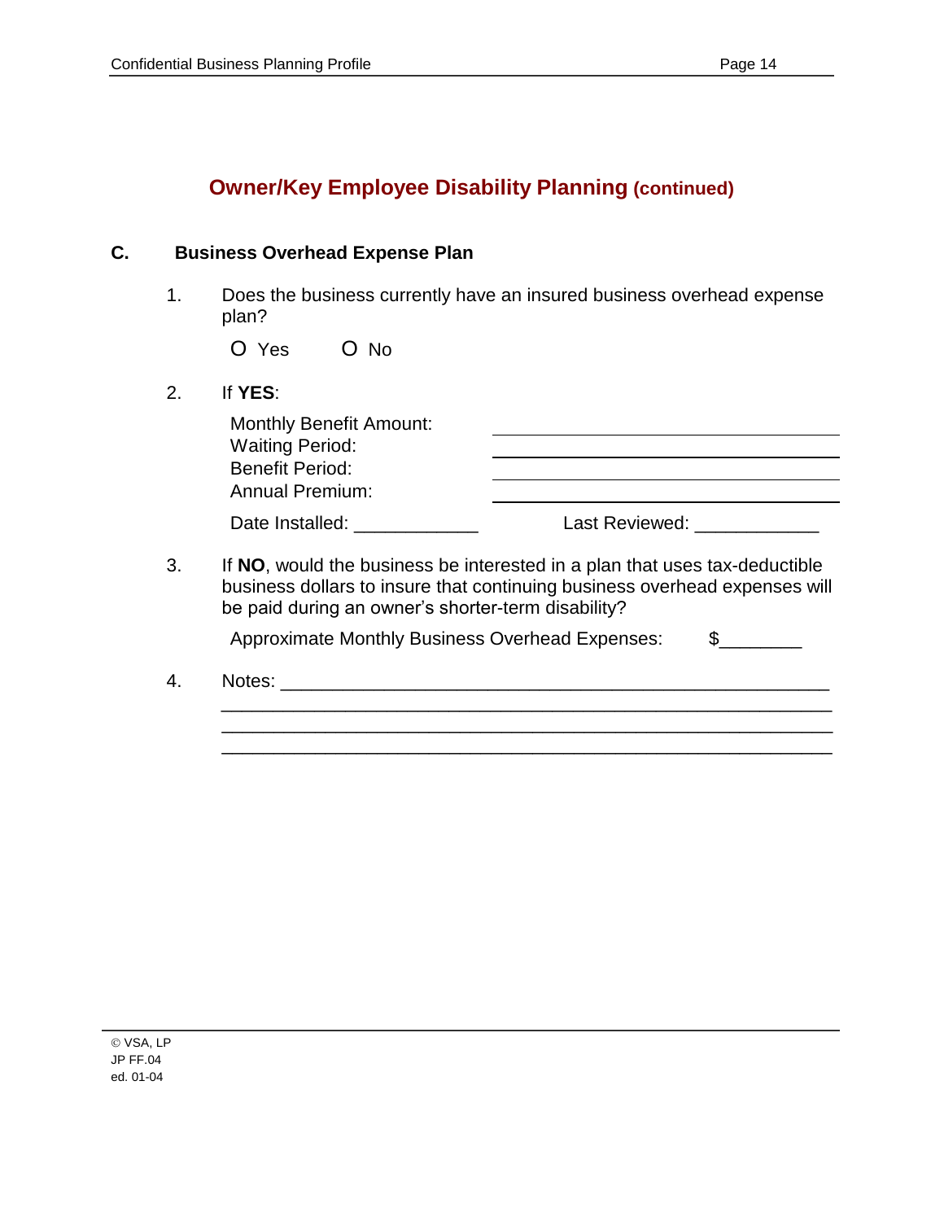## Owner/Key Employee Disability Planning (continued)

### C. Business Overhead Expense Plan

1. Does the business currently have an insured business overhead expense plan?

   O Yes O No

2. If **YES**:

   Monthly Benefit Amount: ____________________
   Waiting Period: ____________________
   Benefit Period: ____________________
   Annual Premium: ____________________

   Date Installed: ____________ Last Reviewed: ____________

3. If **NO**, would the business be interested in a plan that uses tax-deductible business dollars to insure that continuing business overhead expenses will be paid during an owner's shorter-term disability?

   Approximate Monthly Business Overhead Expenses: $________

4. Notes: ______________________________________________________
   ____________________________________________________________
   ____________________________________________________________
   ____________________________________________________________

© VSA, LP
JP FF.04
ed. 01-04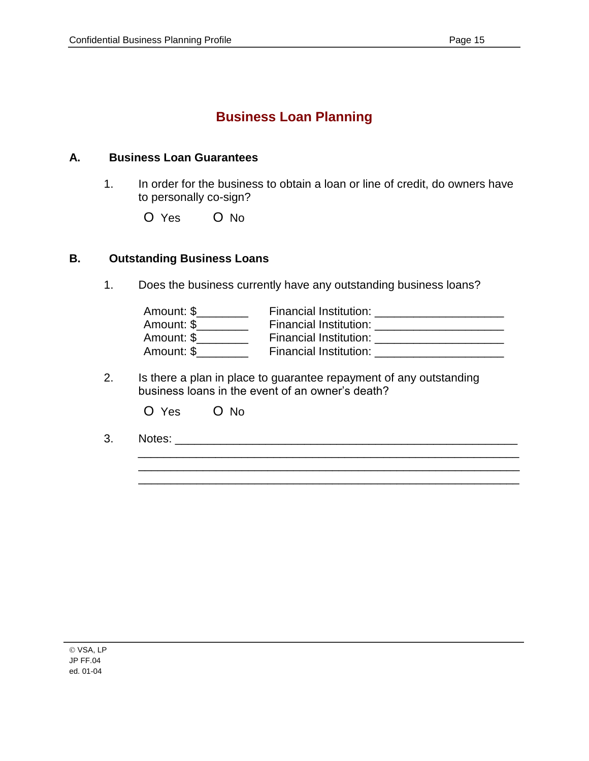## Business Loan Planning

### A. Business Loan Guarantees

1. In order for the business to obtain a loan or line of credit, do owners have to personally co-sign?

   O Yes O No

### B. Outstanding Business Loans

1. Does the business currently have any outstanding business loans?

   Amount: $________ Financial Institution: ____________________
   Amount: $________ Financial Institution: ____________________
   Amount: $________ Financial Institution: ____________________
   Amount: $________ Financial Institution: ____________________

2. Is there a plan in place to guarantee repayment of any outstanding business loans in the event of an owner's death?

   O Yes O No

3. Notes: ____________________________________________________
   ____________________________________________________________
   ____________________________________________________________
   ____________________________________________________________

© VSA, LP
JP FF.04
ed. 01-04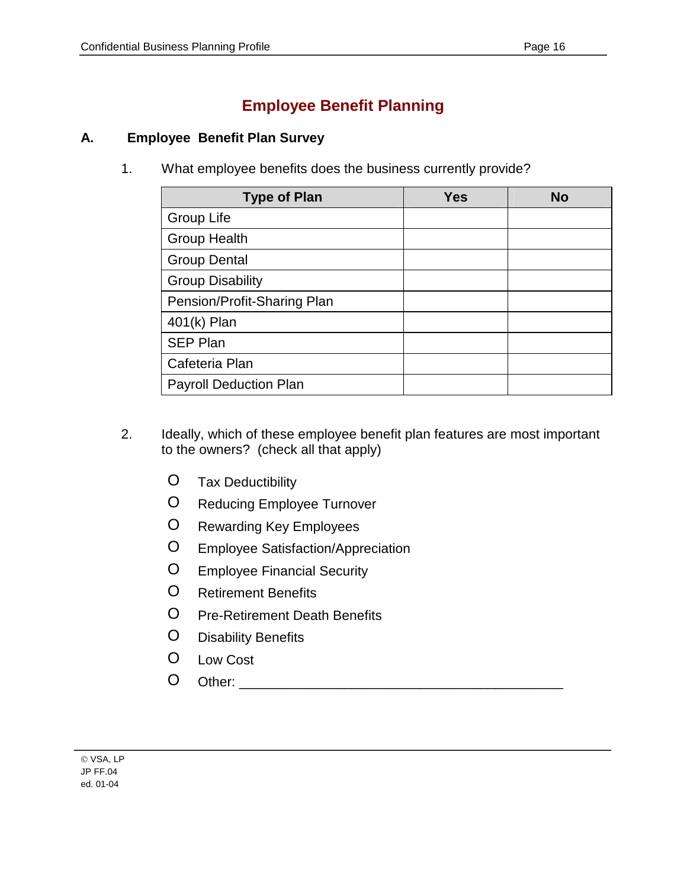# Employee Benefit Planning

## A. Employee Benefit Plan Survey

1. What employee benefits does the business currently provide?

| Type of Plan | Yes | No |
|---|---|---|
| Group Life | | |
| Group Health | | |
| Group Dental | | |
| Group Disability | | |
| Pension/Profit-Sharing Plan | | |
| 401(k) Plan | | |
| SEP Plan | | |
| Cafeteria Plan | | |
| Payroll Deduction Plan | | |

2. Ideally, which of these employee benefit plan features are most important to the owners? (check all that apply)

O Tax Deductibility
O Reducing Employee Turnover
O Rewarding Key Employees
O Employee Satisfaction/Appreciation
O Employee Financial Security
O Retirement Benefits
O Pre-Retirement Death Benefits
O Disability Benefits
O Low Cost
O Other: ____________________________________________

© VSA, LP
JP FF.04
ed. 01-04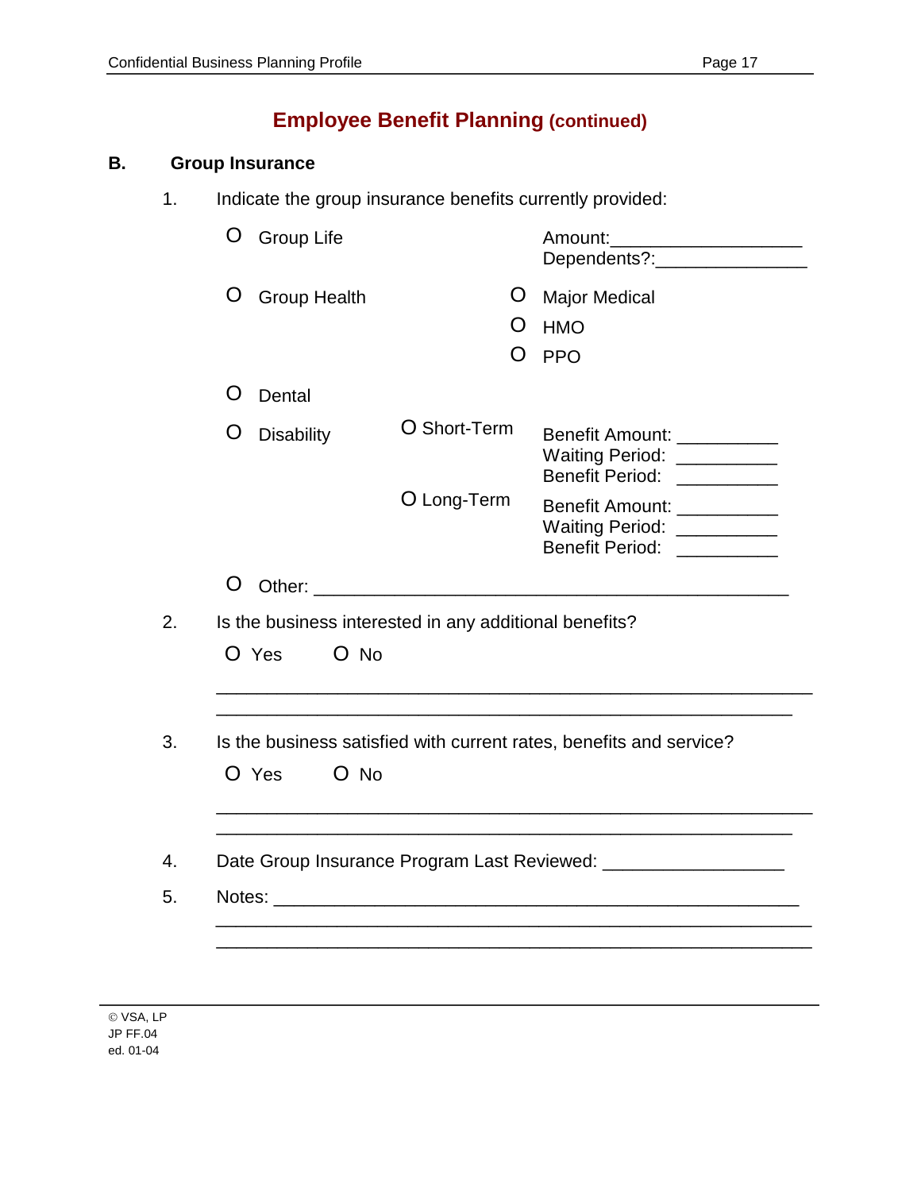## Employee Benefit Planning (continued)

### B. Group Insurance

1. Indicate the group insurance benefits currently provided:

   O Group Life — Amount:___________________ Dependents?:_______________

   O Group Health — O Major Medical O HMO O PPO

   O Dental

   O Disability
   - O Short-Term — Benefit Amount: __________ Waiting Period: __________ Benefit Period: __________
   - O Long-Term — Benefit Amount: __________ Waiting Period: __________ Benefit Period: __________

   O Other: ________________________________________________

2. Is the business interested in any additional benefits?

   O Yes O No

   ____________________________________________________________
   ____________________________________________________________

3. Is the business satisfied with current rates, benefits and service?

   O Yes O No

   ____________________________________________________________
   ____________________________________________________________

4. Date Group Insurance Program Last Reviewed: __________________

5. Notes: ______________________________________________________
   ____________________________________________________________
   ____________________________________________________________

© VSA, LP
JP FF.04
ed. 01-04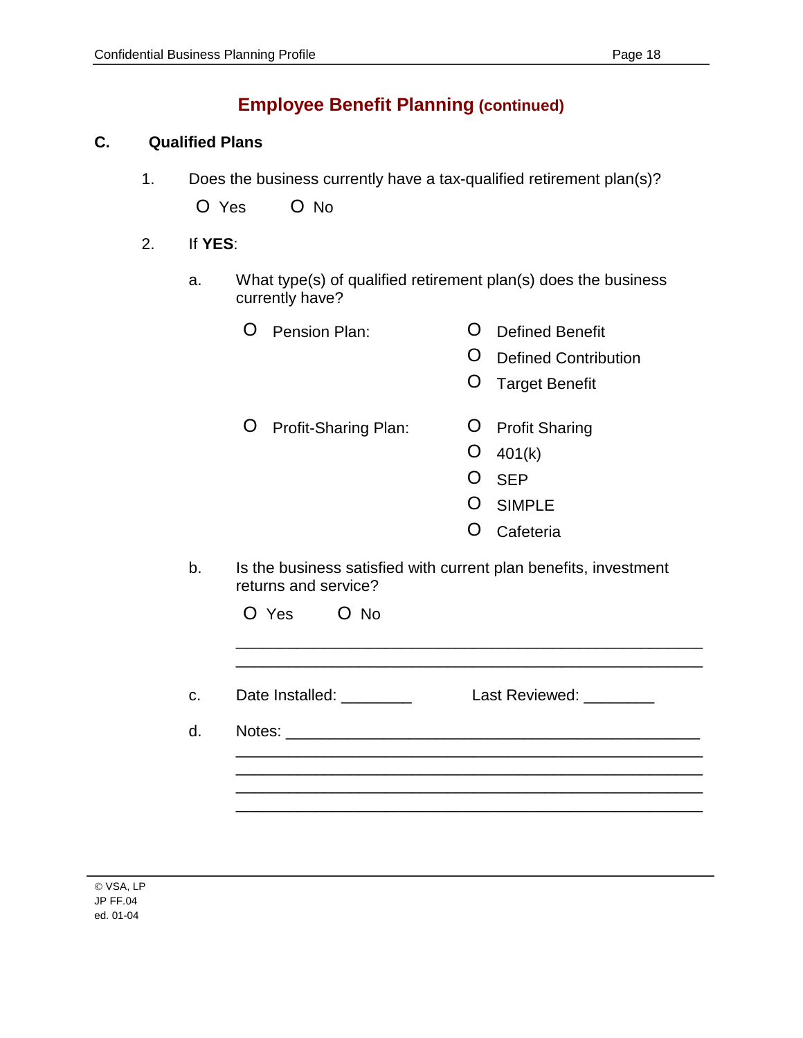## Employee Benefit Planning (continued)

### C. Qualified Plans

1. Does the business currently have a tax-qualified retirement plan(s)?

   O Yes O No

2. If **YES**:

   a. What type(s) of qualified retirement plan(s) does the business currently have?

   O Pension Plan:
   - O Defined Benefit
   - O Defined Contribution
   - O Target Benefit

   O Profit-Sharing Plan:
   - O Profit Sharing
   - O 401(k)
   - O SEP
   - O SIMPLE
   - O Cafeteria

   b. Is the business satisfied with current plan benefits, investment returns and service?

   O Yes O No

   ______________________________________________________

   ______________________________________________________

   c. Date Installed: ________ Last Reviewed: ________

   d. Notes: ______________________________________________

   ______________________________________________________

   ______________________________________________________

   ______________________________________________________

   ______________________________________________________

© VSA, LP
JP FF.04
ed. 01-04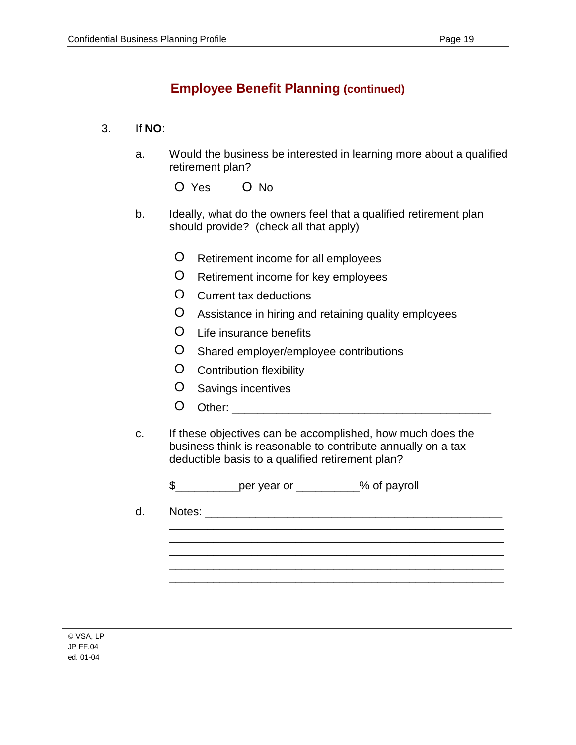## Employee Benefit Planning (continued)

3. If **NO**:

   a. Would the business be interested in learning more about a qualified retirement plan?

      O Yes O No

   b. Ideally, what do the owners feel that a qualified retirement plan should provide? (check all that apply)

      - O Retirement income for all employees
      - O Retirement income for key employees
      - O Current tax deductions
      - O Assistance in hiring and retaining quality employees
      - O Life insurance benefits
      - O Shared employer/employee contributions
      - O Contribution flexibility
      - O Savings incentives
      - O Other: ________________________________________

   c. If these objectives can be accomplished, how much does the business think is reasonable to contribute annually on a tax-deductible basis to a qualified retirement plan?

      $__________per year or __________% of payroll

   d. Notes: ______________________________________________
      ____________________________________________________
      ____________________________________________________
      ____________________________________________________
      ____________________________________________________
      ____________________________________________________

© VSA, LP
JP FF.04
ed. 01-04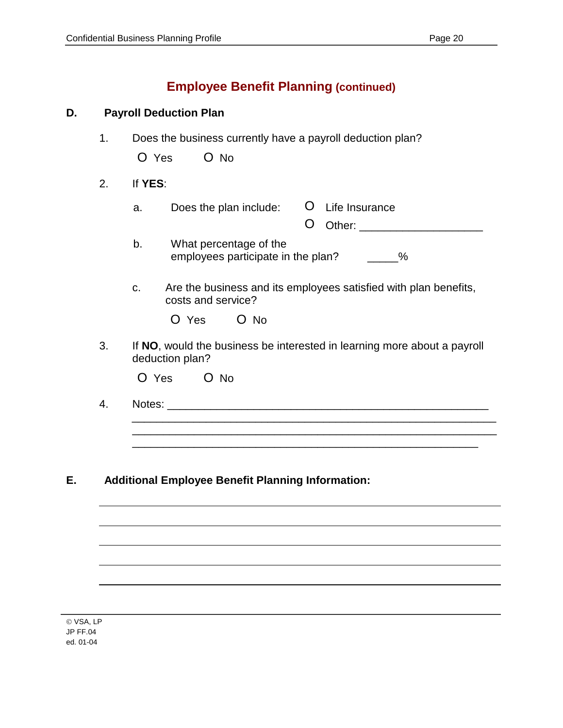## Employee Benefit Planning (continued)

**D. Payroll Deduction Plan**

1. Does the business currently have a payroll deduction plan?

   O Yes O No

2. If **YES**:

   a. Does the plan include: O Life Insurance
      O Other: ____________________

   b. What percentage of the employees participate in the plan? _____%

   c. Are the business and its employees satisfied with plan benefits, costs and service?

      O Yes O No

3. If **NO**, would the business be interested in learning more about a payroll deduction plan?

   O Yes O No

4. Notes: ______________________________________________________
   __________________________________________________________
   __________________________________________________________
   __________________________________________________________

**E. Additional Employee Benefit Planning Information:**

__________________________________________________________
__________________________________________________________
__________________________________________________________
__________________________________________________________
__________________________________________________________

© VSA, LP
JP FF.04
ed. 01-04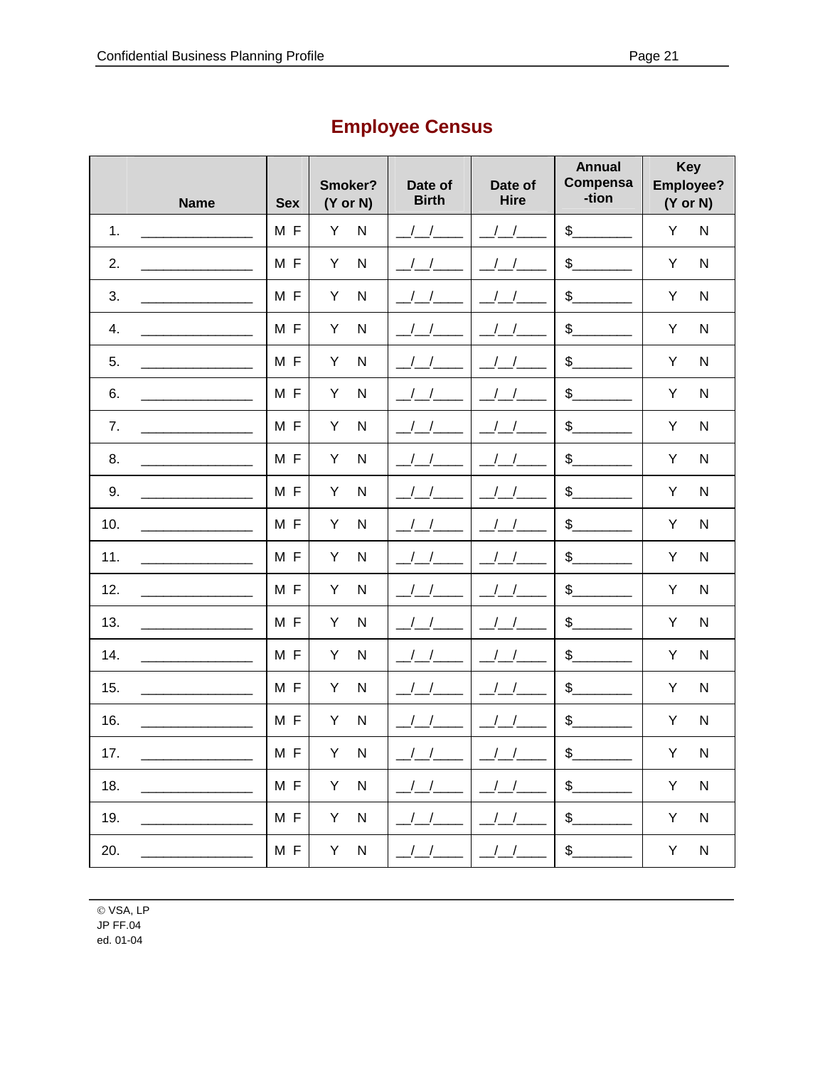# Employee Census

| | Name | Sex | Smoker? (Y or N) | Date of Birth | Date of Hire | Annual Compensa-tion | Key Employee? (Y or N) |
|---|---|---|---|---|---|---|---|
| 1. | _______________ | M F | Y N | __/__/____ | __/__/____ | $________ | Y N |
| 2. | _______________ | M F | Y N | __/__/____ | __/__/____ | $________ | Y N |
| 3. | _______________ | M F | Y N | __/__/____ | __/__/____ | $________ | Y N |
| 4. | _______________ | M F | Y N | __/__/____ | __/__/____ | $________ | Y N |
| 5. | _______________ | M F | Y N | __/__/____ | __/__/____ | $________ | Y N |
| 6. | _______________ | M F | Y N | __/__/____ | __/__/____ | $________ | Y N |
| 7. | _______________ | M F | Y N | __/__/____ | __/__/____ | $________ | Y N |
| 8. | _______________ | M F | Y N | __/__/____ | __/__/____ | $________ | Y N |
| 9. | _______________ | M F | Y N | __/__/____ | __/__/____ | $________ | Y N |
| 10. | _______________ | M F | Y N | __/__/____ | __/__/____ | $________ | Y N |
| 11. | _______________ | M F | Y N | __/__/____ | __/__/____ | $________ | Y N |
| 12. | _______________ | M F | Y N | __/__/____ | __/__/____ | $________ | Y N |
| 13. | _______________ | M F | Y N | __/__/____ | __/__/____ | $________ | Y N |
| 14. | _______________ | M F | Y N | __/__/____ | __/__/____ | $________ | Y N |
| 15. | _______________ | M F | Y N | __/__/____ | __/__/____ | $________ | Y N |
| 16. | _______________ | M F | Y N | __/__/____ | __/__/____ | $________ | Y N |
| 17. | _______________ | M F | Y N | __/__/____ | __/__/____ | $________ | Y N |
| 18. | _______________ | M F | Y N | __/__/____ | __/__/____ | $________ | Y N |
| 19. | _______________ | M F | Y N | __/__/____ | __/__/____ | $________ | Y N |
| 20. | _______________ | M F | Y N | __/__/____ | __/__/____ | $________ | Y N |

© VSA, LP
JP FF.04
ed. 01-04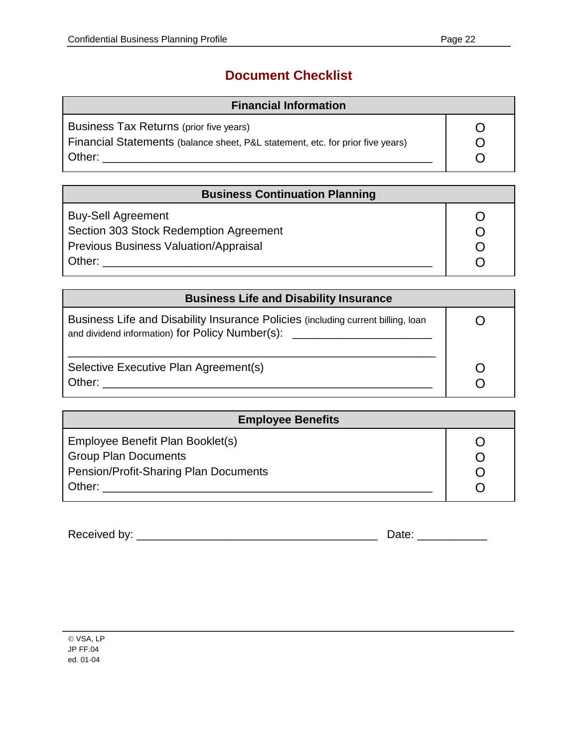## Document Checklist

| Financial Information | |
|---|---|
| Business Tax Returns (prior five years) | O |
| Financial Statements (balance sheet, P&L statement, etc. for prior five years) | O |
| Other: ______________________________________________ | O |

| Business Continuation Planning | |
|---|---|
| Buy-Sell Agreement | O |
| Section 303 Stock Redemption Agreement | O |
| Previous Business Valuation/Appraisal | O |
| Other: ______________________________________________ | O |

| Business Life and Disability Insurance | |
|---|---|
| Business Life and Disability Insurance Policies (including current billing, loan and dividend information) for Policy Number(s): ____________________ ______________________________________________________ | O |
| Selective Executive Plan Agreement(s) | O |
| Other: ______________________________________________ | O |

| Employee Benefits | |
|---|---|
| Employee Benefit Plan Booklet(s) | O |
| Group Plan Documents | O |
| Pension/Profit-Sharing Plan Documents | O |
| Other: ______________________________________________ | O |

Received by: ____________________________________ Date: __________

© VSA, LP
JP FF.04
ed. 01-04